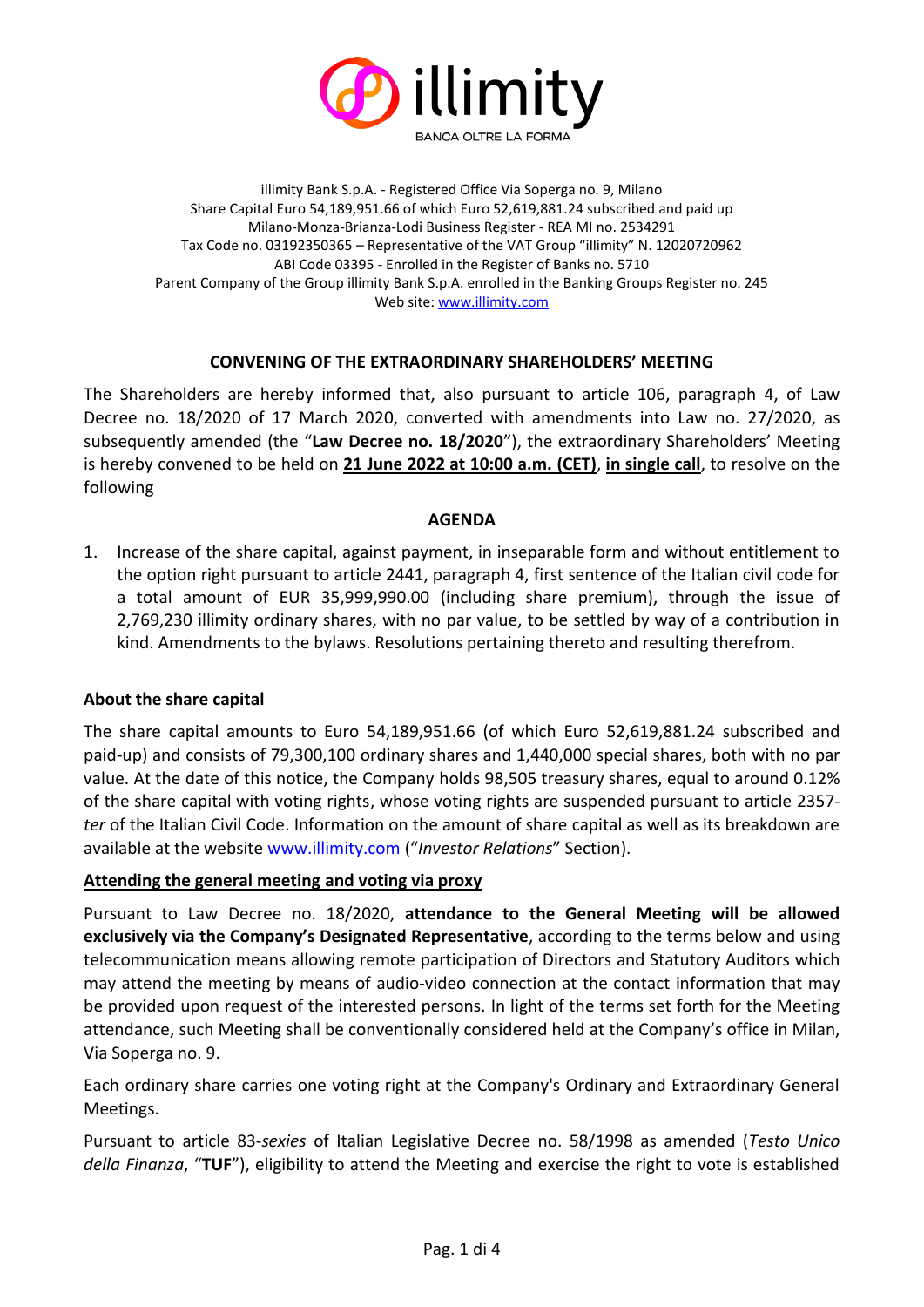illimity

BANCA OLTRE LA FORMA

illimity Bank S.p.A. - Registered Office Via Soperga no. 9, Milano
Share Capital Euro 54,189,951.66 of which Euro 52,619,881.24 subscribed and paid up
Milano-Monza-Brianza-Lodi Business Register - REA MI no. 2534291
Tax Code no. 03192350365 – Representative of the VAT Group "illimity" N. 12020720962
ABI Code 03395 - Enrolled in the Register of Banks no. 5710
Parent Company of the Group illimity Bank S.p.A. enrolled in the Banking Groups Register no. 245
Web site: www.illimity.com

## CONVENING OF THE EXTRAORDINARY SHAREHOLDERS' MEETING

The Shareholders are hereby informed that, also pursuant to article 106, paragraph 4, of Law Decree no. 18/2020 of 17 March 2020, converted with amendments into Law no. 27/2020, as subsequently amended (the "**Law Decree no. 18/2020**"), the extraordinary Shareholders' Meeting is hereby convened to be held on **21 June 2022 at 10:00 a.m. (CET)**, **in single call**, to resolve on the following

### AGENDA

1. Increase of the share capital, against payment, in inseparable form and without entitlement to the option right pursuant to article 2441, paragraph 4, first sentence of the Italian civil code for a total amount of EUR 35,999,990.00 (including share premium), through the issue of 2,769,230 illimity ordinary shares, with no par value, to be settled by way of a contribution in kind. Amendments to the bylaws. Resolutions pertaining thereto and resulting therefrom.

### About the share capital

The share capital amounts to Euro 54,189,951.66 (of which Euro 52,619,881.24 subscribed and paid-up) and consists of 79,300,100 ordinary shares and 1,440,000 special shares, both with no par value. At the date of this notice, the Company holds 98,505 treasury shares, equal to around 0.12% of the share capital with voting rights, whose voting rights are suspended pursuant to article 2357-*ter* of the Italian Civil Code. Information on the amount of share capital as well as its breakdown are available at the website www.illimity.com ("*Investor Relations*" Section).

### Attending the general meeting and voting via proxy

Pursuant to Law Decree no. 18/2020, **attendance to the General Meeting will be allowed exclusively via the Company's Designated Representative**, according to the terms below and using telecommunication means allowing remote participation of Directors and Statutory Auditors which may attend the meeting by means of audio-video connection at the contact information that may be provided upon request of the interested persons. In light of the terms set forth for the Meeting attendance, such Meeting shall be conventionally considered held at the Company's office in Milan, Via Soperga no. 9.

Each ordinary share carries one voting right at the Company's Ordinary and Extraordinary General Meetings.

Pursuant to article 83-*sexies* of Italian Legislative Decree no. 58/1998 as amended (*Testo Unico della Finanza*, "**TUF**"), eligibility to attend the Meeting and exercise the right to vote is established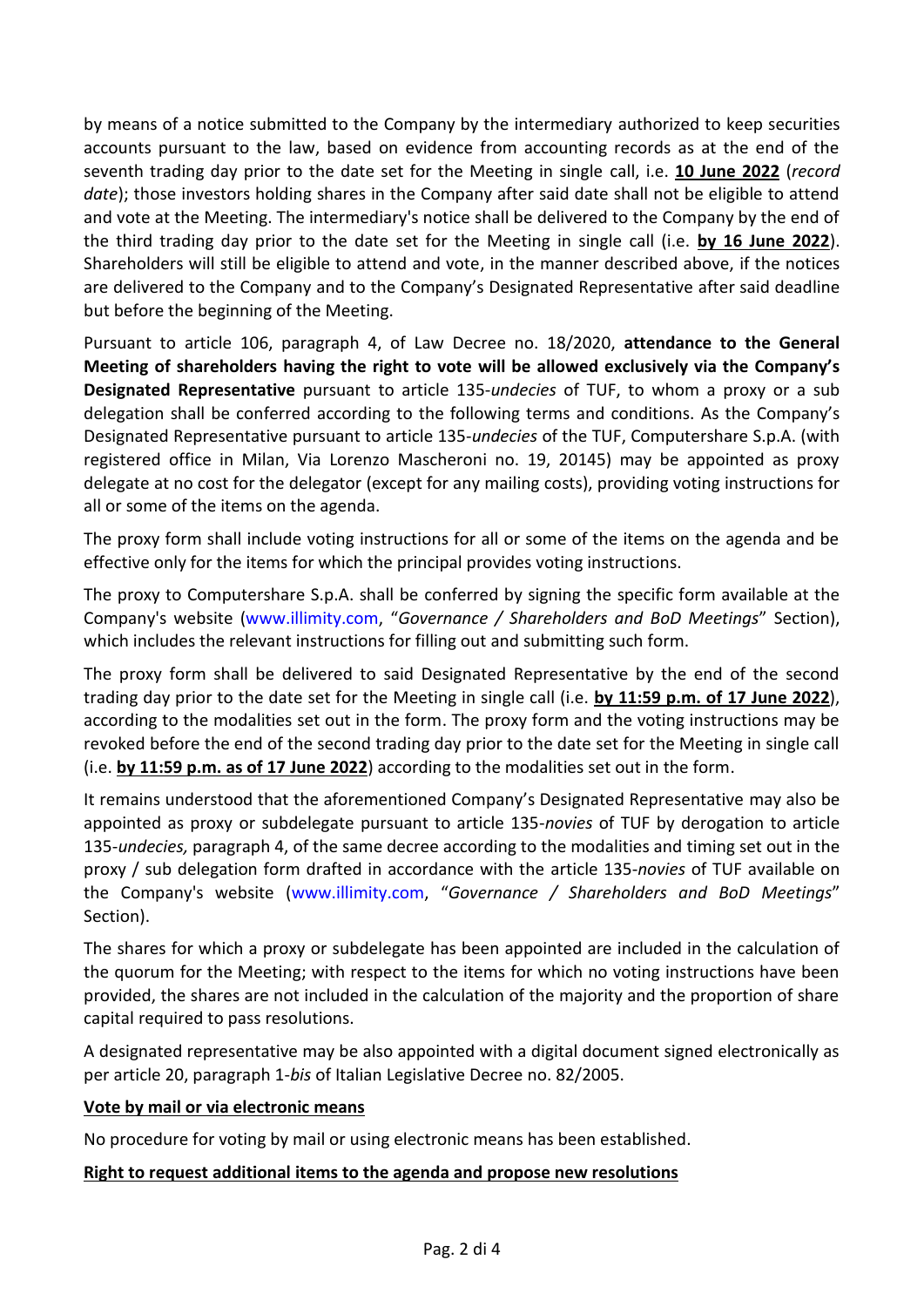by means of a notice submitted to the Company by the intermediary authorized to keep securities accounts pursuant to the law, based on evidence from accounting records as at the end of the seventh trading day prior to the date set for the Meeting in single call, i.e. **10 June 2022** (*record date*); those investors holding shares in the Company after said date shall not be eligible to attend and vote at the Meeting. The intermediary's notice shall be delivered to the Company by the end of the third trading day prior to the date set for the Meeting in single call (i.e. **by 16 June 2022**). Shareholders will still be eligible to attend and vote, in the manner described above, if the notices are delivered to the Company and to the Company's Designated Representative after said deadline but before the beginning of the Meeting.

Pursuant to article 106, paragraph 4, of Law Decree no. 18/2020, **attendance to the General Meeting of shareholders having the right to vote will be allowed exclusively via the Company's Designated Representative** pursuant to article 135-*undecies* of TUF, to whom a proxy or a sub delegation shall be conferred according to the following terms and conditions. As the Company's Designated Representative pursuant to article 135-*undecies* of the TUF, Computershare S.p.A. (with registered office in Milan, Via Lorenzo Mascheroni no. 19, 20145) may be appointed as proxy delegate at no cost for the delegator (except for any mailing costs), providing voting instructions for all or some of the items on the agenda.

The proxy form shall include voting instructions for all or some of the items on the agenda and be effective only for the items for which the principal provides voting instructions.

The proxy to Computershare S.p.A. shall be conferred by signing the specific form available at the Company's website (www.illimity.com, "*Governance / Shareholders and BoD Meetings*" Section), which includes the relevant instructions for filling out and submitting such form.

The proxy form shall be delivered to said Designated Representative by the end of the second trading day prior to the date set for the Meeting in single call (i.e. **by 11:59 p.m. of 17 June 2022**), according to the modalities set out in the form. The proxy form and the voting instructions may be revoked before the end of the second trading day prior to the date set for the Meeting in single call (i.e. **by 11:59 p.m. as of 17 June 2022**) according to the modalities set out in the form.

It remains understood that the aforementioned Company's Designated Representative may also be appointed as proxy or subdelegate pursuant to article 135-*novies* of TUF by derogation to article 135-*undecies,* paragraph 4, of the same decree according to the modalities and timing set out in the proxy / sub delegation form drafted in accordance with the article 135-*novies* of TUF available on the Company's website (www.illimity.com, "*Governance / Shareholders and BoD Meetings*" Section).

The shares for which a proxy or subdelegate has been appointed are included in the calculation of the quorum for the Meeting; with respect to the items for which no voting instructions have been provided, the shares are not included in the calculation of the majority and the proportion of share capital required to pass resolutions.

A designated representative may be also appointed with a digital document signed electronically as per article 20, paragraph 1-*bis* of Italian Legislative Decree no. 82/2005.

**Vote by mail or via electronic means**

No procedure for voting by mail or using electronic means has been established.

**Right to request additional items to the agenda and propose new resolutions**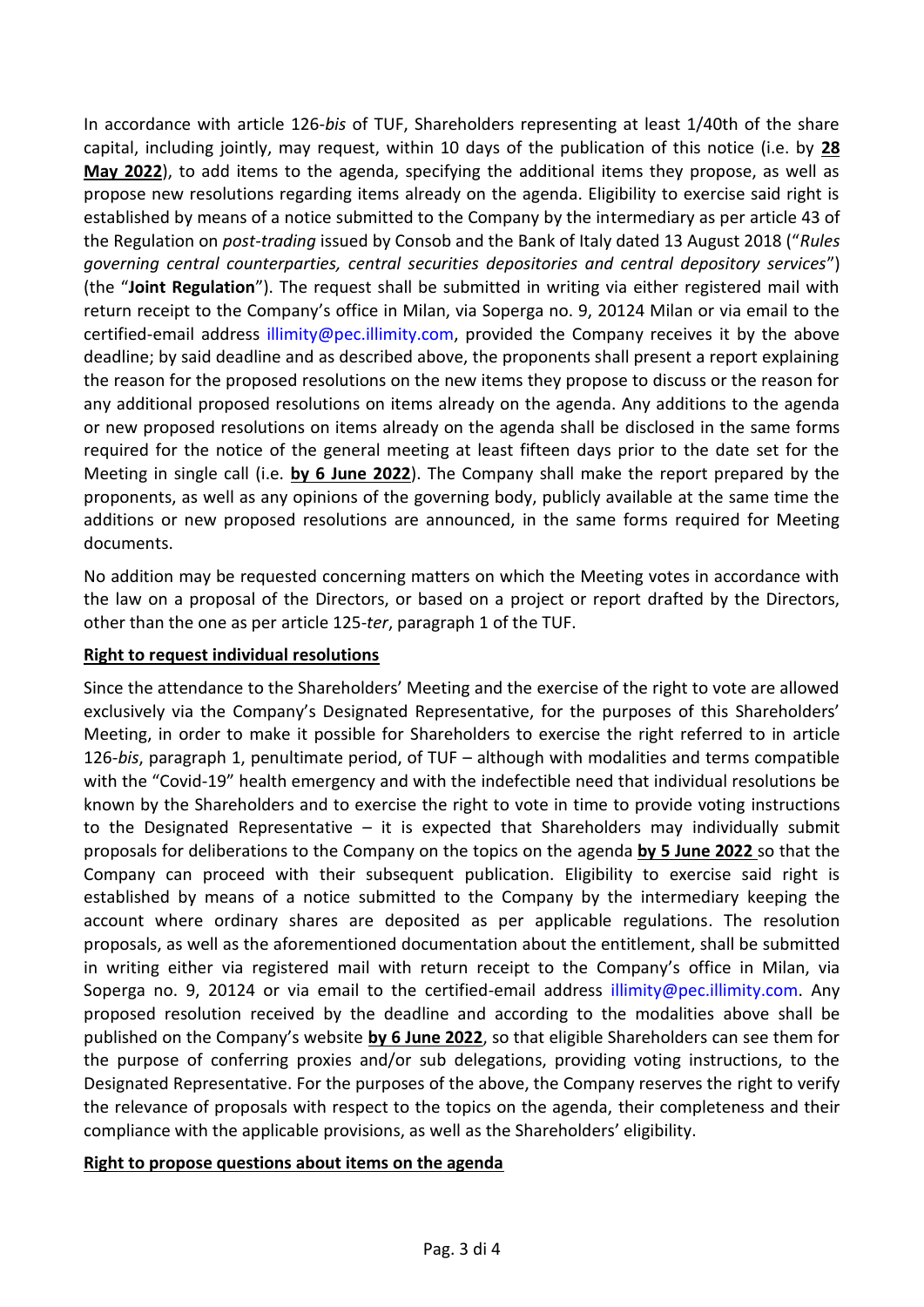In accordance with article 126-*bis* of TUF, Shareholders representing at least 1/40th of the share capital, including jointly, may request, within 10 days of the publication of this notice (i.e. by **28 May 2022**), to add items to the agenda, specifying the additional items they propose, as well as propose new resolutions regarding items already on the agenda. Eligibility to exercise said right is established by means of a notice submitted to the Company by the intermediary as per article 43 of the Regulation on *post-trading* issued by Consob and the Bank of Italy dated 13 August 2018 ("*Rules governing central counterparties, central securities depositories and central depository services*") (the "**Joint Regulation**"). The request shall be submitted in writing via either registered mail with return receipt to the Company's office in Milan, via Soperga no. 9, 20124 Milan or via email to the certified-email address illimity@pec.illimity.com, provided the Company receives it by the above deadline; by said deadline and as described above, the proponents shall present a report explaining the reason for the proposed resolutions on the new items they propose to discuss or the reason for any additional proposed resolutions on items already on the agenda. Any additions to the agenda or new proposed resolutions on items already on the agenda shall be disclosed in the same forms required for the notice of the general meeting at least fifteen days prior to the date set for the Meeting in single call (i.e. **by 6 June 2022**). The Company shall make the report prepared by the proponents, as well as any opinions of the governing body, publicly available at the same time the additions or new proposed resolutions are announced, in the same forms required for Meeting documents.

No addition may be requested concerning matters on which the Meeting votes in accordance with the law on a proposal of the Directors, or based on a project or report drafted by the Directors, other than the one as per article 125-*ter*, paragraph 1 of the TUF.

**Right to request individual resolutions**

Since the attendance to the Shareholders' Meeting and the exercise of the right to vote are allowed exclusively via the Company's Designated Representative, for the purposes of this Shareholders' Meeting, in order to make it possible for Shareholders to exercise the right referred to in article 126-*bis*, paragraph 1, penultimate period, of TUF – although with modalities and terms compatible with the "Covid-19" health emergency and with the indefectible need that individual resolutions be known by the Shareholders and to exercise the right to vote in time to provide voting instructions to the Designated Representative – it is expected that Shareholders may individually submit proposals for deliberations to the Company on the topics on the agenda **by 5 June 2022** so that the Company can proceed with their subsequent publication. Eligibility to exercise said right is established by means of a notice submitted to the Company by the intermediary keeping the account where ordinary shares are deposited as per applicable regulations. The resolution proposals, as well as the aforementioned documentation about the entitlement, shall be submitted in writing either via registered mail with return receipt to the Company's office in Milan, via Soperga no. 9, 20124 or via email to the certified-email address illimity@pec.illimity.com. Any proposed resolution received by the deadline and according to the modalities above shall be published on the Company's website **by 6 June 2022**, so that eligible Shareholders can see them for the purpose of conferring proxies and/or sub delegations, providing voting instructions, to the Designated Representative. For the purposes of the above, the Company reserves the right to verify the relevance of proposals with respect to the topics on the agenda, their completeness and their compliance with the applicable provisions, as well as the Shareholders' eligibility.

**Right to propose questions about items on the agenda**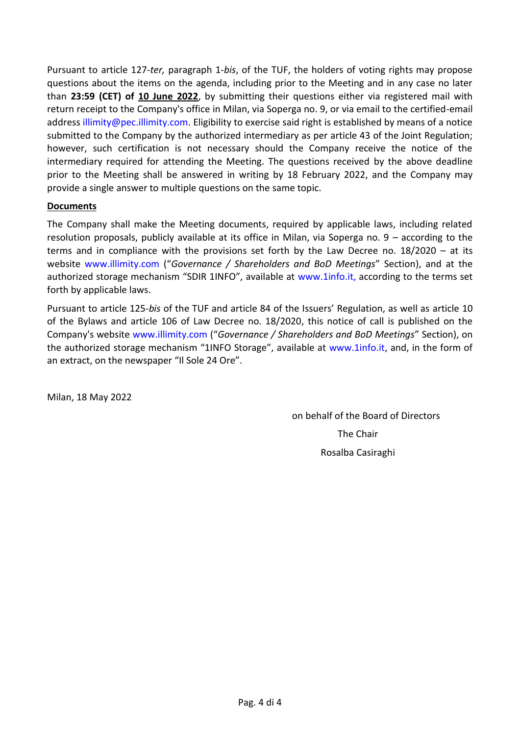Pursuant to article 127-*ter,* paragraph 1-*bis*, of the TUF, the holders of voting rights may propose questions about the items on the agenda, including prior to the Meeting and in any case no later than **23:59 (CET) of** **<u>10 June 2022</u>**, by submitting their questions either via registered mail with return receipt to the Company's office in Milan, via Soperga no. 9, or via email to the certified-email address illimity@pec.illimity.com. Eligibility to exercise said right is established by means of a notice submitted to the Company by the authorized intermediary as per article 43 of the Joint Regulation; however, such certification is not necessary should the Company receive the notice of the intermediary required for attending the Meeting. The questions received by the above deadline prior to the Meeting shall be answered in writing by 18 February 2022, and the Company may provide a single answer to multiple questions on the same topic.

**<u>Documents</u>**

The Company shall make the Meeting documents, required by applicable laws, including related resolution proposals, publicly available at its office in Milan, via Soperga no. 9 – according to the terms and in compliance with the provisions set forth by the Law Decree no. 18/2020 – at its website www.illimity.com ("*Governance / Shareholders and BoD Meetings*" Section), and at the authorized storage mechanism "SDIR 1INFO", available at www.1info.it, according to the terms set forth by applicable laws.

Pursuant to article 125-*bis* of the TUF and article 84 of the Issuers' Regulation, as well as article 10 of the Bylaws and article 106 of Law Decree no. 18/2020, this notice of call is published on the Company's website www.illimity.com ("*Governance / Shareholders and BoD Meetings*" Section), on the authorized storage mechanism "1INFO Storage", available at www.1info.it, and, in the form of an extract, on the newspaper "Il Sole 24 Ore".

Milan, 18 May 2022

on behalf of the Board of Directors

The Chair

Rosalba Casiraghi